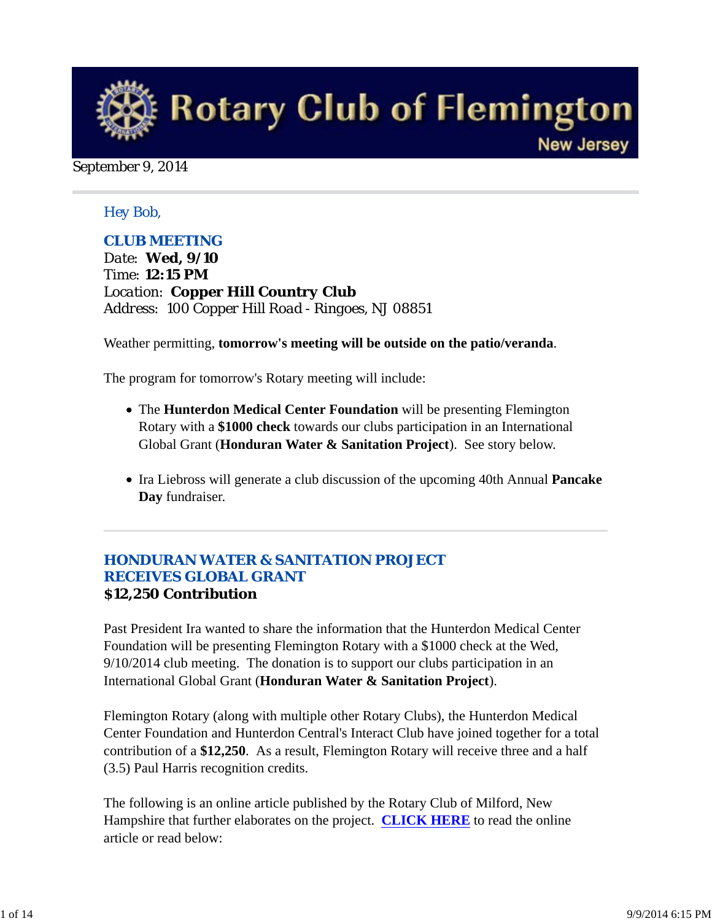# Rotary Club of Flemington

New Jersey

September 9, 2014

Hey Bob,

## CLUB MEETING

Date: **Wed, 9/10**
Time: **12:15 PM**
Location: **Copper Hill Country Club**
Address: 100 Copper Hill Road - Ringoes, NJ 08851

Weather permitting, **tomorrow's meeting will be outside on the patio/veranda**.

The program for tomorrow's Rotary meeting will include:

- The **Hunterdon Medical Center Foundation** will be presenting Flemington Rotary with a **$1000 check** towards our clubs participation in an International Global Grant (**Honduran Water & Sanitation Project**). See story below.

- Ira Liebross will generate a club discussion of the upcoming 40th Annual **Pancake Day** fundraiser.

---

## HONDURAN WATER & SANITATION PROJECT RECEIVES GLOBAL GRANT

**$12,250 Contribution**

Past President Ira wanted to share the information that the Hunterdon Medical Center Foundation will be presenting Flemington Rotary with a $1000 check at the Wed, 9/10/2014 club meeting. The donation is to support our clubs participation in an International Global Grant (**Honduran Water & Sanitation Project**).

Flemington Rotary (along with multiple other Rotary Clubs), the Hunterdon Medical Center Foundation and Hunterdon Central's Interact Club have joined together for a total contribution of a **$12,250**. As a result, Flemington Rotary will receive three and a half (3.5) Paul Harris recognition credits.

The following is an online article published by the Rotary Club of Milford, New Hampshire that further elaborates on the project. **CLICK HERE** to read the online article or read below: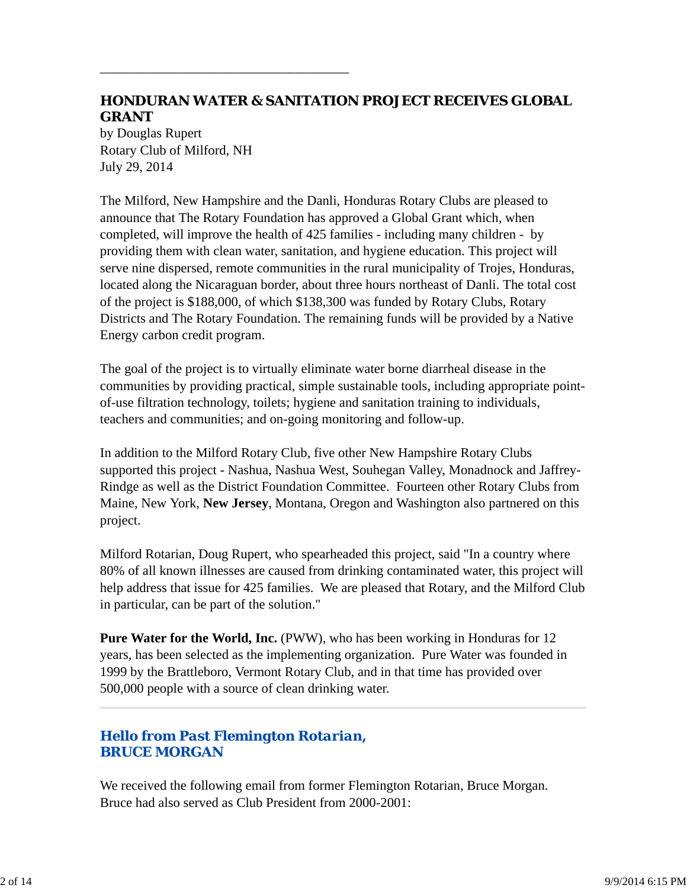---

## HONDURAN WATER & SANITATION PROJECT RECEIVES GLOBAL GRANT

by Douglas Rupert
Rotary Club of Milford, NH
July 29, 2014

The Milford, New Hampshire and the Danli, Honduras Rotary Clubs are pleased to announce that The Rotary Foundation has approved a Global Grant which, when completed, will improve the health of 425 families - including many children - by providing them with clean water, sanitation, and hygiene education. This project will serve nine dispersed, remote communities in the rural municipality of Trojes, Honduras, located along the Nicaraguan border, about three hours northeast of Danli. The total cost of the project is $188,000, of which $138,300 was funded by Rotary Clubs, Rotary Districts and The Rotary Foundation. The remaining funds will be provided by a Native Energy carbon credit program.

The goal of the project is to virtually eliminate water borne diarrheal disease in the communities by providing practical, simple sustainable tools, including appropriate point-of-use filtration technology, toilets; hygiene and sanitation training to individuals, teachers and communities; and on-going monitoring and follow-up.

In addition to the Milford Rotary Club, five other New Hampshire Rotary Clubs supported this project - Nashua, Nashua West, Souhegan Valley, Monadnock and Jaffrey-Rindge as well as the District Foundation Committee. Fourteen other Rotary Clubs from Maine, New York, **New Jersey**, Montana, Oregon and Washington also partnered on this project.

Milford Rotarian, Doug Rupert, who spearheaded this project, said "In a country where 80% of all known illnesses are caused from drinking contaminated water, this project will help address that issue for 425 families. We are pleased that Rotary, and the Milford Club in particular, can be part of the solution."

**Pure Water for the World, Inc.** (PWW), who has been working in Honduras for 12 years, has been selected as the implementing organization. Pure Water was founded in 1999 by the Brattleboro, Vermont Rotary Club, and in that time has provided over 500,000 people with a source of clean drinking water.

---

## *Hello from Past Flemington Rotarian,* BRUCE MORGAN

We received the following email from former Flemington Rotarian, Bruce Morgan. Bruce had also served as Club President from 2000-2001: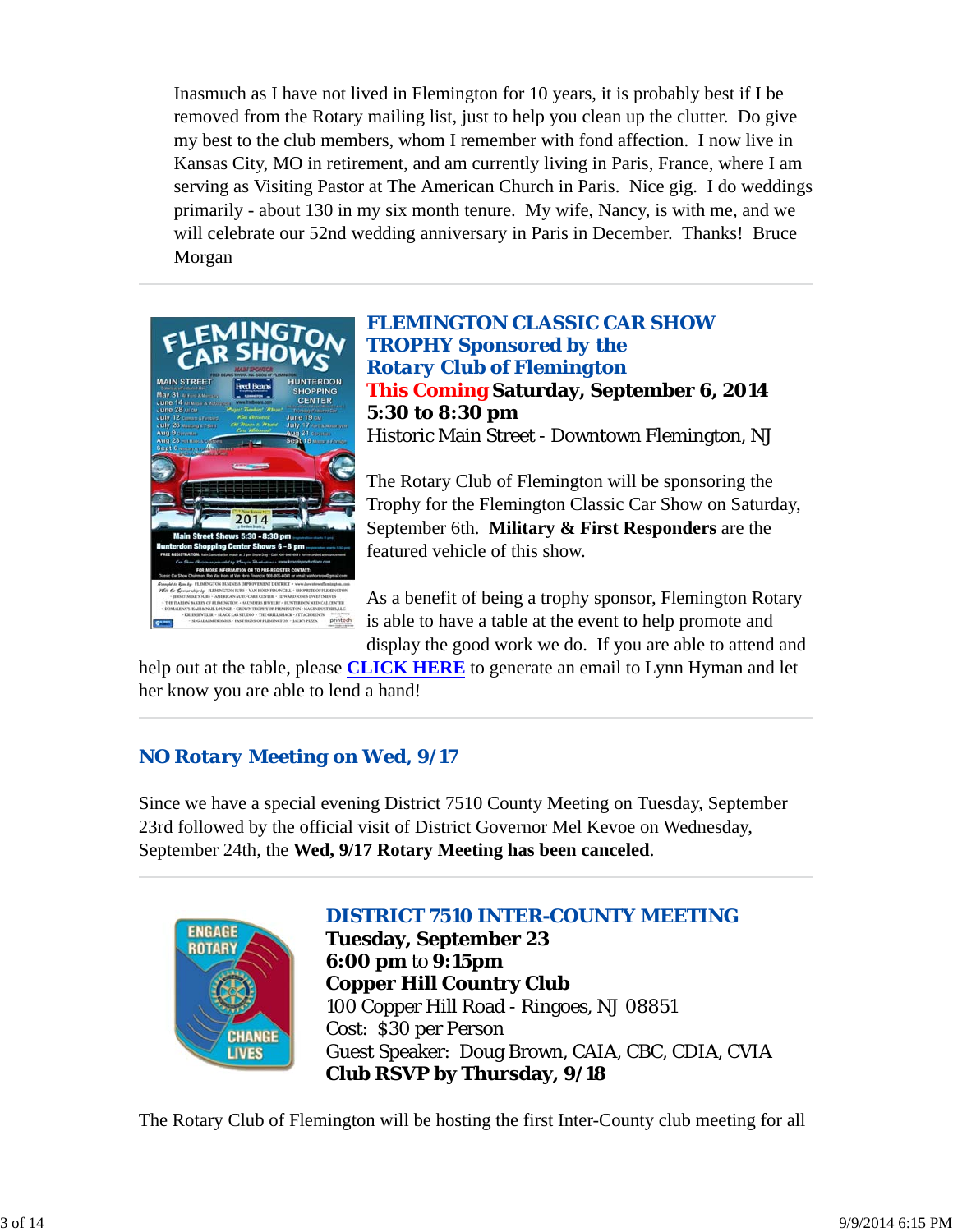Inasmuch as I have not lived in Flemington for 10 years, it is probably best if I be removed from the Rotary mailing list, just to help you clean up the clutter. Do give my best to the club members, whom I remember with fond affection. I now live in Kansas City, MO in retirement, and am currently living in Paris, France, where I am serving as Visiting Pastor at The American Church in Paris. Nice gig. I do weddings primarily - about 130 in my six month tenure. My wife, Nancy, is with me, and we will celebrate our 52nd wedding anniversary in Paris in December. Thanks! Bruce Morgan

---

### *FLEMINGTON CLASSIC CAR SHOW TROPHY Sponsored by the Rotary Club of Flemington*

This Coming **Saturday, September 6, 2014**
**5:30 to 8:30 pm**
Historic Main Street - Downtown Flemington, NJ

The Rotary Club of Flemington will be sponsoring the Trophy for the Flemington Classic Car Show on Saturday, September 6th. **Military & First Responders** are the featured vehicle of this show.

As a benefit of being a trophy sponsor, Flemington Rotary is able to have a table at the event to help promote and display the good work we do. If you are able to attend and help out at the table, please **CLICK HERE** to generate an email to Lynn Hyman and let her know you are able to lend a hand!

---

### *NO Rotary Meeting on Wed, 9/17*

Since we have a special evening District 7510 County Meeting on Tuesday, September 23rd followed by the official visit of District Governor Mel Kevoe on Wednesday, September 24th, the **Wed, 9/17 Rotary Meeting has been canceled**.

---

### *DISTRICT 7510 INTER-COUNTY MEETING*

**Tuesday, September 23**
**6:00 pm** to **9:15pm**
**Copper Hill Country Club**
100 Copper Hill Road - Ringoes, NJ 08851
Cost: $30 per Person
Guest Speaker: Doug Brown, CAIA, CBC, CDIA, CVIA
**Club RSVP by Thursday, 9/18**

The Rotary Club of Flemington will be hosting the first Inter-County club meeting for all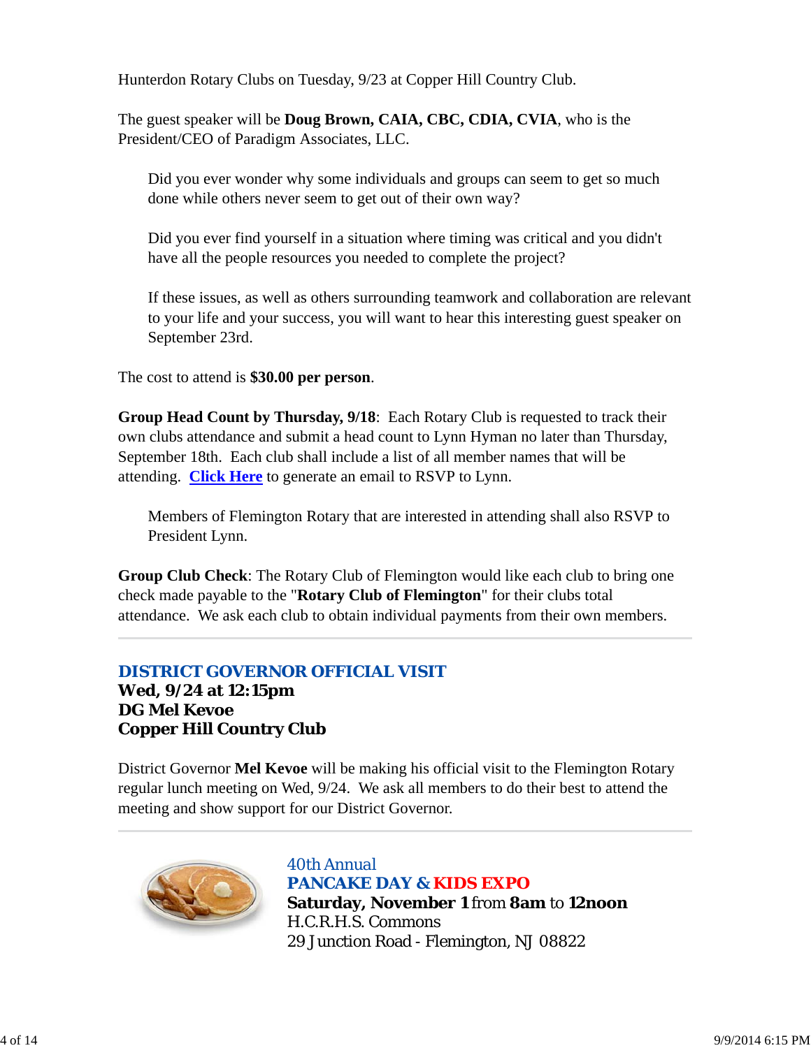Hunterdon Rotary Clubs on Tuesday, 9/23 at Copper Hill Country Club.

The guest speaker will be **Doug Brown, CAIA, CBC, CDIA, CVIA**, who is the President/CEO of Paradigm Associates, LLC.

> Did you ever wonder why some individuals and groups can seem to get so much done while others never seem to get out of their own way?
>
> Did you ever find yourself in a situation where timing was critical and you didn't have all the people resources you needed to complete the project?
>
> If these issues, as well as others surrounding teamwork and collaboration are relevant to your life and your success, you will want to hear this interesting guest speaker on September 23rd.

The cost to attend is **$30.00 per person**.

**Group Head Count by Thursday, 9/18**: Each Rotary Club is requested to track their own clubs attendance and submit a head count to Lynn Hyman no later than Thursday, September 18th. Each club shall include a list of all member names that will be attending. **Click Here** to generate an email to RSVP to Lynn.

> Members of Flemington Rotary that are interested in attending shall also RSVP to President Lynn.

**Group Club Check**: The Rotary Club of Flemington would like each club to bring one check made payable to the "**Rotary Club of Flemington**" for their clubs total attendance. We ask each club to obtain individual payments from their own members.

---

## DISTRICT GOVERNOR OFFICIAL VISIT

**Wed, 9/24 at 12:15pm**
**DG Mel Kevoe**
**Copper Hill Country Club**

District Governor **Mel Kevoe** will be making his official visit to the Flemington Rotary regular lunch meeting on Wed, 9/24. We ask all members to do their best to attend the meeting and show support for our District Governor.

---

40th Annual
**PANCAKE DAY & KIDS EXPO**
**Saturday, November 1** from **8am** to **12noon**
H.C.R.H.S. Commons
29 Junction Road - Flemington, NJ 08822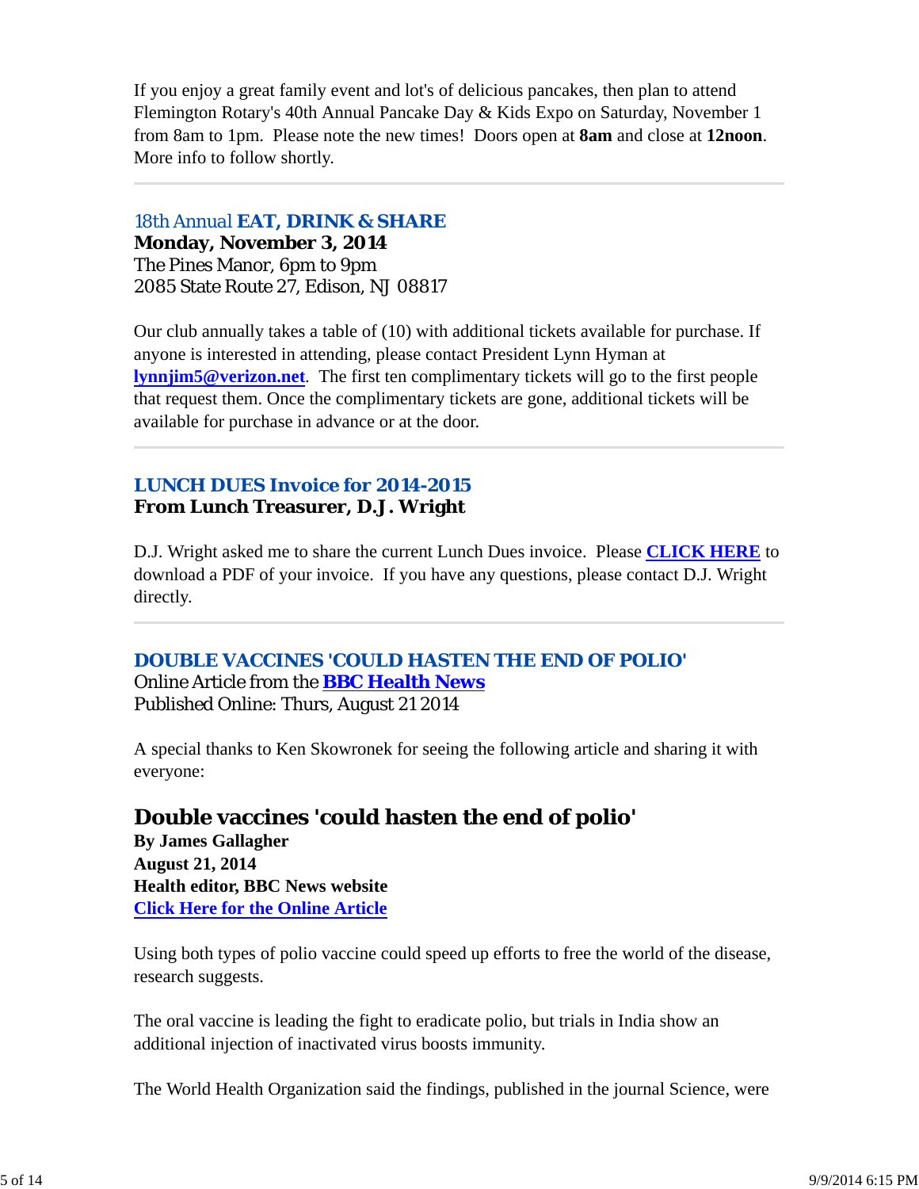If you enjoy a great family event and lot's of delicious pancakes, then plan to attend Flemington Rotary's 40th Annual Pancake Day & Kids Expo on Saturday, November 1 from 8am to 1pm. Please note the new times! Doors open at **8am** and close at **12noon**. More info to follow shortly.

---

### 18th Annual **EAT, DRINK & SHARE**

**Monday, November 3, 2014**
The Pines Manor, 6pm to 9pm
2085 State Route 27, Edison, NJ 08817

Our club annually takes a table of (10) with additional tickets available for purchase. If anyone is interested in attending, please contact President Lynn Hyman at **lynnjim5@verizon.net**. The first ten complimentary tickets will go to the first people that request them. Once the complimentary tickets are gone, additional tickets will be available for purchase in advance or at the door.

---

### LUNCH DUES Invoice for 2014-2015

**From Lunch Treasurer, D.J. Wright**

D.J. Wright asked me to share the current Lunch Dues invoice. Please **CLICK HERE** to download a PDF of your invoice. If you have any questions, please contact D.J. Wright directly.

---

### DOUBLE VACCINES 'COULD HASTEN THE END OF POLIO'

Online Article from the **BBC Health News**
Published Online: Thurs, August 21 2014

A special thanks to Ken Skowronek for seeing the following article and sharing it with everyone:

## Double vaccines 'could hasten the end of polio'

**By James Gallagher**
**August 21, 2014**
**Health editor, BBC News website**
**Click Here for the Online Article**

Using both types of polio vaccine could speed up efforts to free the world of the disease, research suggests.

The oral vaccine is leading the fight to eradicate polio, but trials in India show an additional injection of inactivated virus boosts immunity.

The World Health Organization said the findings, published in the journal Science, were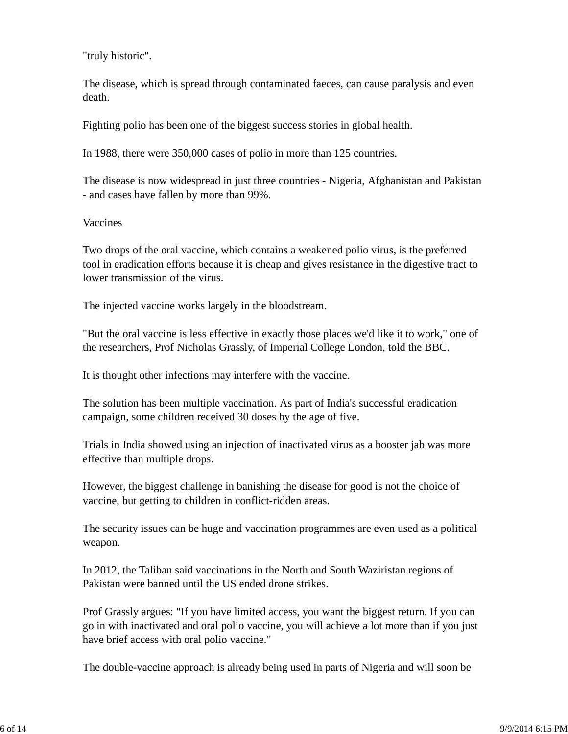"truly historic".

The disease, which is spread through contaminated faeces, can cause paralysis and even death.

Fighting polio has been one of the biggest success stories in global health.

In 1988, there were 350,000 cases of polio in more than 125 countries.

The disease is now widespread in just three countries - Nigeria, Afghanistan and Pakistan - and cases have fallen by more than 99%.

## Vaccines

Two drops of the oral vaccine, which contains a weakened polio virus, is the preferred tool in eradication efforts because it is cheap and gives resistance in the digestive tract to lower transmission of the virus.

The injected vaccine works largely in the bloodstream.

"But the oral vaccine is less effective in exactly those places we'd like it to work," one of the researchers, Prof Nicholas Grassly, of Imperial College London, told the BBC.

It is thought other infections may interfere with the vaccine.

The solution has been multiple vaccination. As part of India's successful eradication campaign, some children received 30 doses by the age of five.

Trials in India showed using an injection of inactivated virus as a booster jab was more effective than multiple drops.

However, the biggest challenge in banishing the disease for good is not the choice of vaccine, but getting to children in conflict-ridden areas.

The security issues can be huge and vaccination programmes are even used as a political weapon.

In 2012, the Taliban said vaccinations in the North and South Waziristan regions of Pakistan were banned until the US ended drone strikes.

Prof Grassly argues: "If you have limited access, you want the biggest return. If you can go in with inactivated and oral polio vaccine, you will achieve a lot more than if you just have brief access with oral polio vaccine."

The double-vaccine approach is already being used in parts of Nigeria and will soon be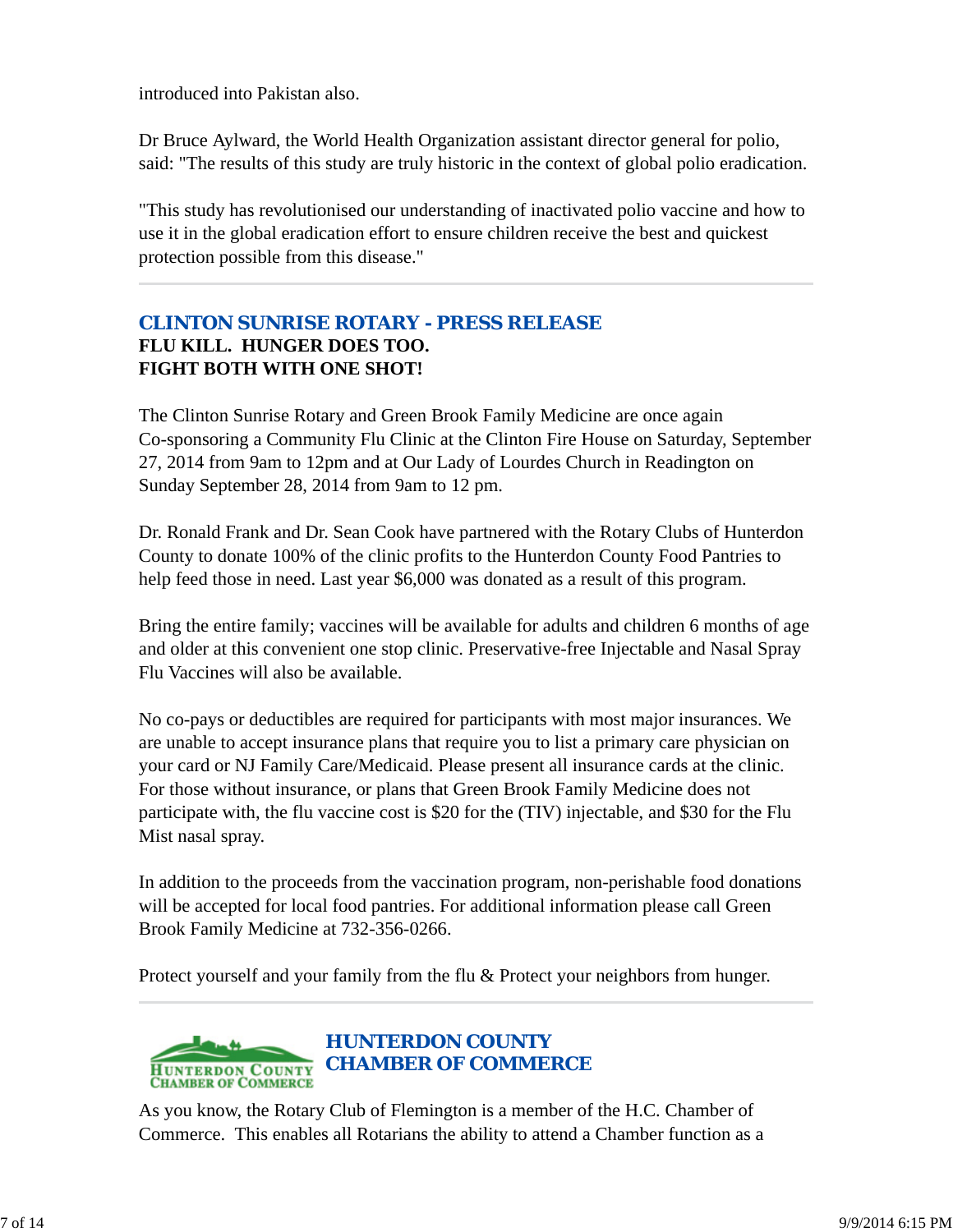introduced into Pakistan also.

Dr Bruce Aylward, the World Health Organization assistant director general for polio, said: "The results of this study are truly historic in the context of global polio eradication.

"This study has revolutionised our understanding of inactivated polio vaccine and how to use it in the global eradication effort to ensure children receive the best and quickest protection possible from this disease."

---

## CLINTON SUNRISE ROTARY - PRESS RELEASE

**FLU KILL.  HUNGER DOES TOO.**
**FIGHT BOTH WITH ONE SHOT!**

The Clinton Sunrise Rotary and Green Brook Family Medicine are once again Co-sponsoring a Community Flu Clinic at the Clinton Fire House on Saturday, September 27, 2014 from 9am to 12pm and at Our Lady of Lourdes Church in Readington on Sunday September 28, 2014 from 9am to 12 pm.

Dr. Ronald Frank and Dr. Sean Cook have partnered with the Rotary Clubs of Hunterdon County to donate 100% of the clinic profits to the Hunterdon County Food Pantries to help feed those in need. Last year $6,000 was donated as a result of this program.

Bring the entire family; vaccines will be available for adults and children 6 months of age and older at this convenient one stop clinic. Preservative-free Injectable and Nasal Spray Flu Vaccines will also be available.

No co-pays or deductibles are required for participants with most major insurances. We are unable to accept insurance plans that require you to list a primary care physician on your card or NJ Family Care/Medicaid. Please present all insurance cards at the clinic. For those without insurance, or plans that Green Brook Family Medicine does not participate with, the flu vaccine cost is $20 for the (TIV) injectable, and $30 for the Flu Mist nasal spray.

In addition to the proceeds from the vaccination program, non-perishable food donations will be accepted for local food pantries. For additional information please call Green Brook Family Medicine at 732-356-0266.

Protect yourself and your family from the flu & Protect your neighbors from hunger.

---

HUNTERDON COUNTY CHAMBER OF COMMERCE

## HUNTERDON COUNTY CHAMBER OF COMMERCE

As you know, the Rotary Club of Flemington is a member of the H.C. Chamber of Commerce.  This enables all Rotarians the ability to attend a Chamber function as a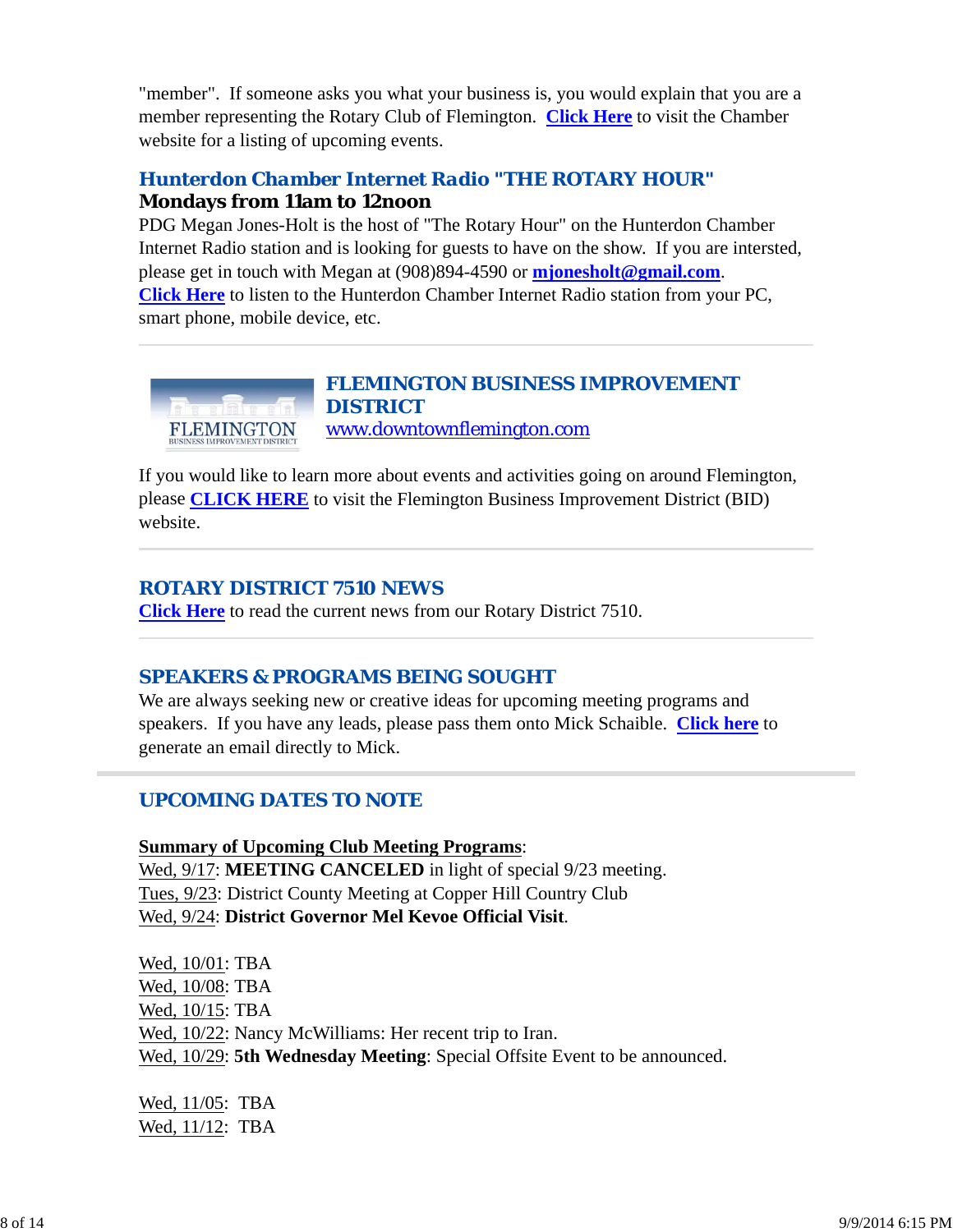"member". If someone asks you what your business is, you would explain that you are a member representing the Rotary Club of Flemington. **Click Here** to visit the Chamber website for a listing of upcoming events.

### Hunterdon Chamber Internet Radio "THE ROTARY HOUR"

**Mondays from 11am to 12noon**

PDG Megan Jones-Holt is the host of "The Rotary Hour" on the Hunterdon Chamber Internet Radio station and is looking for guests to have on the show. If you are intersted, please get in touch with Megan at (908)894-4590 or **mjonesholt@gmail.com**. **Click Here** to listen to the Hunterdon Chamber Internet Radio station from your PC, smart phone, mobile device, etc.

---

FLEMINGTON
BUSINESS IMPROVEMENT DISTRICT

### FLEMINGTON BUSINESS IMPROVEMENT DISTRICT

www.downtownflemington.com

If you would like to learn more about events and activities going on around Flemington, please **CLICK HERE** to visit the Flemington Business Improvement District (BID) website.

---

### ROTARY DISTRICT 7510 NEWS

**Click Here** to read the current news from our Rotary District 7510.

---

### SPEAKERS & PROGRAMS BEING SOUGHT

We are always seeking new or creative ideas for upcoming meeting programs and speakers. If you have any leads, please pass them onto Mick Schaible. **Click here** to generate an email directly to Mick.

---

## UPCOMING DATES TO NOTE

**Summary of Upcoming Club Meeting Programs**:
Wed, 9/17: **MEETING CANCELED** in light of special 9/23 meeting.
Tues, 9/23: District County Meeting at Copper Hill Country Club
Wed, 9/24: **District Governor Mel Kevoe Official Visit**.

Wed, 10/01: TBA
Wed, 10/08: TBA
Wed, 10/15: TBA
Wed, 10/22: Nancy McWilliams: Her recent trip to Iran.
Wed, 10/29: **5th Wednesday Meeting**: Special Offsite Event to be announced.

Wed, 11/05: TBA
Wed, 11/12: TBA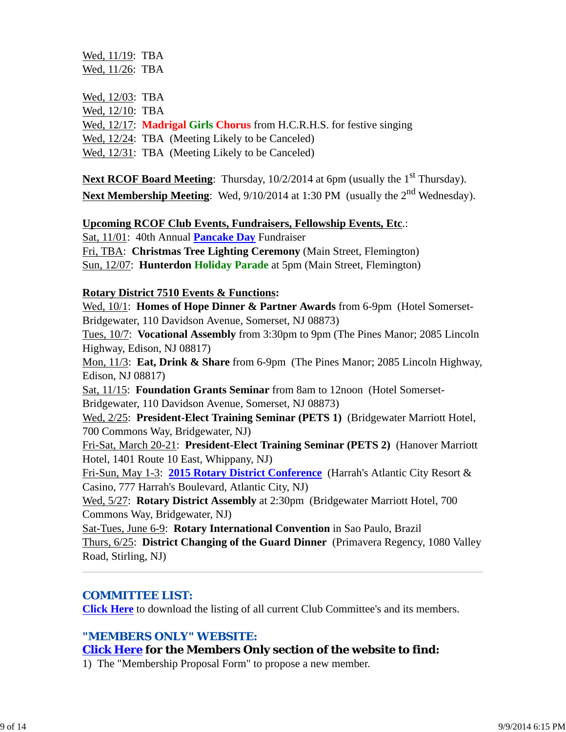Wed, 11/19: TBA
Wed, 11/26: TBA

Wed, 12/03: TBA
Wed, 12/10: TBA
Wed, 12/17: **Madrigal Girls Chorus** from H.C.R.H.S. for festive singing
Wed, 12/24: TBA (Meeting Likely to be Canceled)
Wed, 12/31: TBA (Meeting Likely to be Canceled)

**Next RCOF Board Meeting**: Thursday, 10/2/2014 at 6pm (usually the 1st Thursday).
**Next Membership Meeting**: Wed, 9/10/2014 at 1:30 PM (usually the 2nd Wednesday).

**Upcoming RCOF Club Events, Fundraisers, Fellowship Events, Etc.**:
Sat, 11/01: 40th Annual **Pancake Day** Fundraiser
Fri, TBA: **Christmas Tree Lighting Ceremony** (Main Street, Flemington)
Sun, 12/07: **Hunterdon Holiday Parade** at 5pm (Main Street, Flemington)

**Rotary District 7510 Events & Functions:**
Wed, 10/1: **Homes of Hope Dinner & Partner Awards** from 6-9pm (Hotel Somerset-Bridgewater, 110 Davidson Avenue, Somerset, NJ 08873)
Tues, 10/7: **Vocational Assembly** from 3:30pm to 9pm (The Pines Manor; 2085 Lincoln Highway, Edison, NJ 08817)
Mon, 11/3: **Eat, Drink & Share** from 6-9pm (The Pines Manor; 2085 Lincoln Highway, Edison, NJ 08817)
Sat, 11/15: **Foundation Grants Seminar** from 8am to 12noon (Hotel Somerset-Bridgewater, 110 Davidson Avenue, Somerset, NJ 08873)
Wed, 2/25: **President-Elect Training Seminar (PETS 1)** (Bridgewater Marriott Hotel, 700 Commons Way, Bridgewater, NJ)
Fri-Sat, March 20-21: **President-Elect Training Seminar (PETS 2)** (Hanover Marriott Hotel, 1401 Route 10 East, Whippany, NJ)
Fri-Sun, May 1-3: **2015 Rotary District Conference** (Harrah's Atlantic City Resort & Casino, 777 Harrah's Boulevard, Atlantic City, NJ)
Wed, 5/27: **Rotary District Assembly** at 2:30pm (Bridgewater Marriott Hotel, 700 Commons Way, Bridgewater, NJ)
Sat-Tues, June 6-9: **Rotary International Convention** in Sao Paulo, Brazil
Thurs, 6/25: **District Changing of the Guard Dinner** (Primavera Regency, 1080 Valley Road, Stirling, NJ)

---

## COMMITTEE LIST:

**Click Here** to download the listing of all current Club Committee's and its members.

## "MEMBERS ONLY" WEBSITE:

**Click Here for the Members Only section of the website to find:**

1) The "Membership Proposal Form" to propose a new member.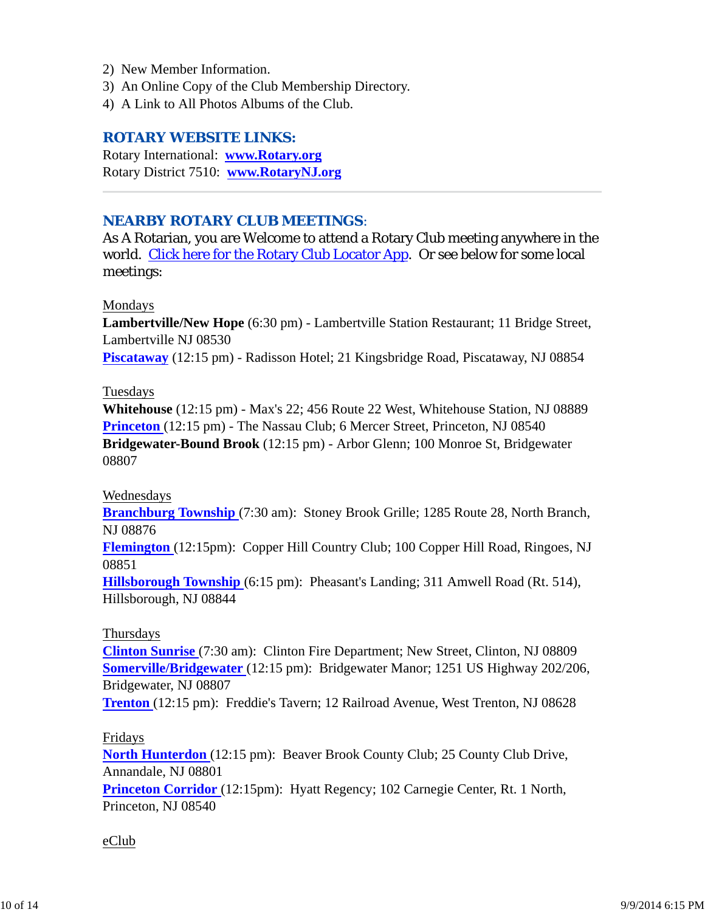2) New Member Information.
3) An Online Copy of the Club Membership Directory.
4) A Link to All Photos Albums of the Club.

## ROTARY WEBSITE LINKS:

Rotary International: **www.Rotary.org**
Rotary District 7510: **www.RotaryNJ.org**

---

## NEARBY ROTARY CLUB MEETINGS:

As A Rotarian, you are Welcome to attend a Rotary Club meeting anywhere in the world. Click here for the Rotary Club Locator App. Or see below for some local meetings:

Mondays
**Lambertville/New Hope** (6:30 pm) - Lambertville Station Restaurant; 11 Bridge Street, Lambertville NJ 08530
**Piscataway** (12:15 pm) - Radisson Hotel; 21 Kingsbridge Road, Piscataway, NJ 08854

Tuesdays
**Whitehouse** (12:15 pm) - Max's 22; 456 Route 22 West, Whitehouse Station, NJ 08889
**Princeton** (12:15 pm) - The Nassau Club; 6 Mercer Street, Princeton, NJ 08540
**Bridgewater-Bound Brook** (12:15 pm) - Arbor Glenn; 100 Monroe St, Bridgewater 08807

Wednesdays
**Branchburg Township** (7:30 am): Stoney Brook Grille; 1285 Route 28, North Branch, NJ 08876
**Flemington** (12:15pm): Copper Hill Country Club; 100 Copper Hill Road, Ringoes, NJ 08851
**Hillsborough Township** (6:15 pm): Pheasant's Landing; 311 Amwell Road (Rt. 514), Hillsborough, NJ 08844

Thursdays
**Clinton Sunrise** (7:30 am): Clinton Fire Department; New Street, Clinton, NJ 08809
**Somerville/Bridgewater** (12:15 pm): Bridgewater Manor; 1251 US Highway 202/206, Bridgewater, NJ 08807
**Trenton** (12:15 pm): Freddie's Tavern; 12 Railroad Avenue, West Trenton, NJ 08628

Fridays
**North Hunterdon** (12:15 pm): Beaver Brook County Club; 25 County Club Drive, Annandale, NJ 08801
**Princeton Corridor** (12:15pm): Hyatt Regency; 102 Carnegie Center, Rt. 1 North, Princeton, NJ 08540

eClub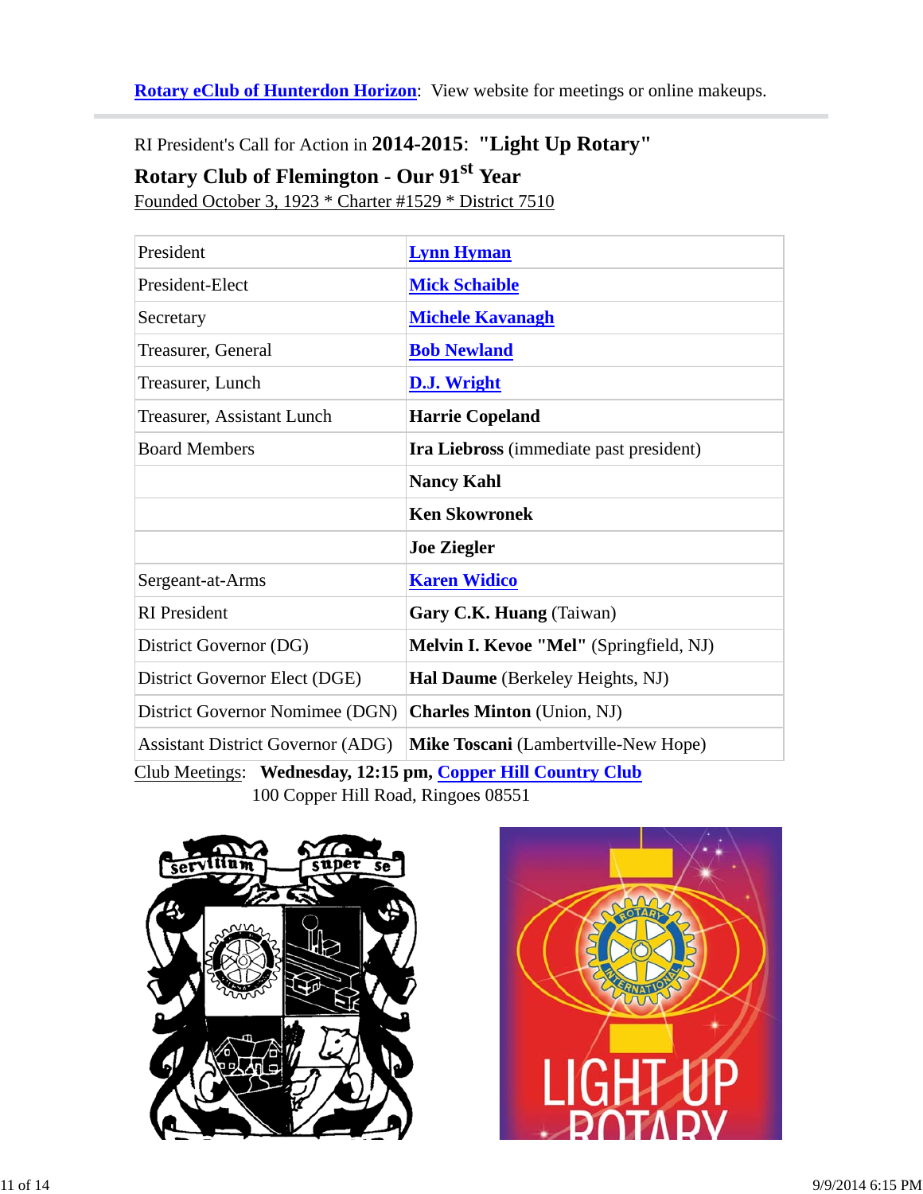**Rotary eClub of Hunterdon Horizon**: View website for meetings or online makeups.

---

RI President's Call for Action in **2014-2015**: **"Light Up Rotary"**

**Rotary Club of Flemington - Our 91st Year**

Founded October 3, 1923 * Charter #1529 * District 7510

| | |
|---|---|
| President | **Lynn Hyman** |
| President-Elect | **Mick Schaible** |
| Secretary | **Michele Kavanagh** |
| Treasurer, General | **Bob Newland** |
| Treasurer, Lunch | **D.J. Wright** |
| Treasurer, Assistant Lunch | **Harrie Copeland** |
| Board Members | **Ira Liebross** (immediate past president) |
| | **Nancy Kahl** |
| | **Ken Skowronek** |
| | **Joe Ziegler** |
| Sergeant-at-Arms | **Karen Widico** |
| RI President | **Gary C.K. Huang** (Taiwan) |
| District Governor (DG) | **Melvin I. Kevoe "Mel"** (Springfield, NJ) |
| District Governor Elect (DGE) | **Hal Daume** (Berkeley Heights, NJ) |
| District Governor Nominee (DGN) | **Charles Minton** (Union, NJ) |
| Assistant District Governor (ADG) | **Mike Toscani** (Lambertville-New Hope) |

Club Meetings: **Wednesday, 12:15 pm, Copper Hill Country Club**
100 Copper Hill Road, Ringoes 08551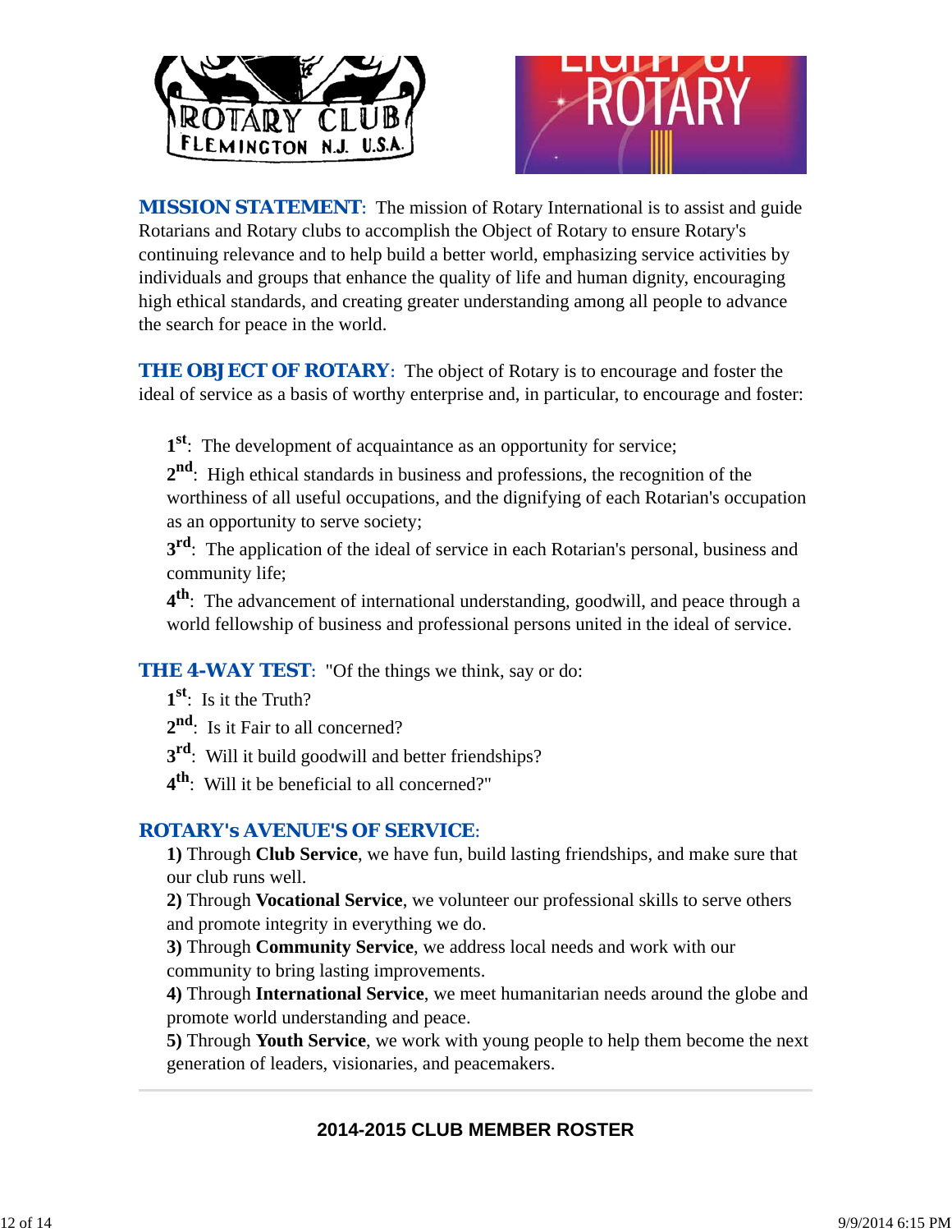ROTARY CLUB FLEMINGTON N.J. U.S.A.

LIGHT UP ROTARY

**MISSION STATEMENT**: The mission of Rotary International is to assist and guide Rotarians and Rotary clubs to accomplish the Object of Rotary to ensure Rotary's continuing relevance and to help build a better world, emphasizing service activities by individuals and groups that enhance the quality of life and human dignity, encouraging high ethical standards, and creating greater understanding among all people to advance the search for peace in the world.

**THE OBJECT OF ROTARY**: The object of Rotary is to encourage and foster the ideal of service as a basis of worthy enterprise and, in particular, to encourage and foster:

**1st**: The development of acquaintance as an opportunity for service;
**2nd**: High ethical standards in business and professions, the recognition of the worthiness of all useful occupations, and the dignifying of each Rotarian's occupation as an opportunity to serve society;
**3rd**: The application of the ideal of service in each Rotarian's personal, business and community life;
**4th**: The advancement of international understanding, goodwill, and peace through a world fellowship of business and professional persons united in the ideal of service.

**THE 4-WAY TEST**: "Of the things we think, say or do:

**1st**: Is it the Truth?
**2nd**: Is it Fair to all concerned?
**3rd**: Will it build goodwill and better friendships?
**4th**: Will it be beneficial to all concerned?"

**ROTARY's AVENUE'S OF SERVICE**:

**1)** Through **Club Service**, we have fun, build lasting friendships, and make sure that our club runs well.
**2)** Through **Vocational Service**, we volunteer our professional skills to serve others and promote integrity in everything we do.
**3)** Through **Community Service**, we address local needs and work with our community to bring lasting improvements.
**4)** Through **International Service**, we meet humanitarian needs around the globe and promote world understanding and peace.
**5)** Through **Youth Service**, we work with young people to help them become the next generation of leaders, visionaries, and peacemakers.

---

## 2014-2015 CLUB MEMBER ROSTER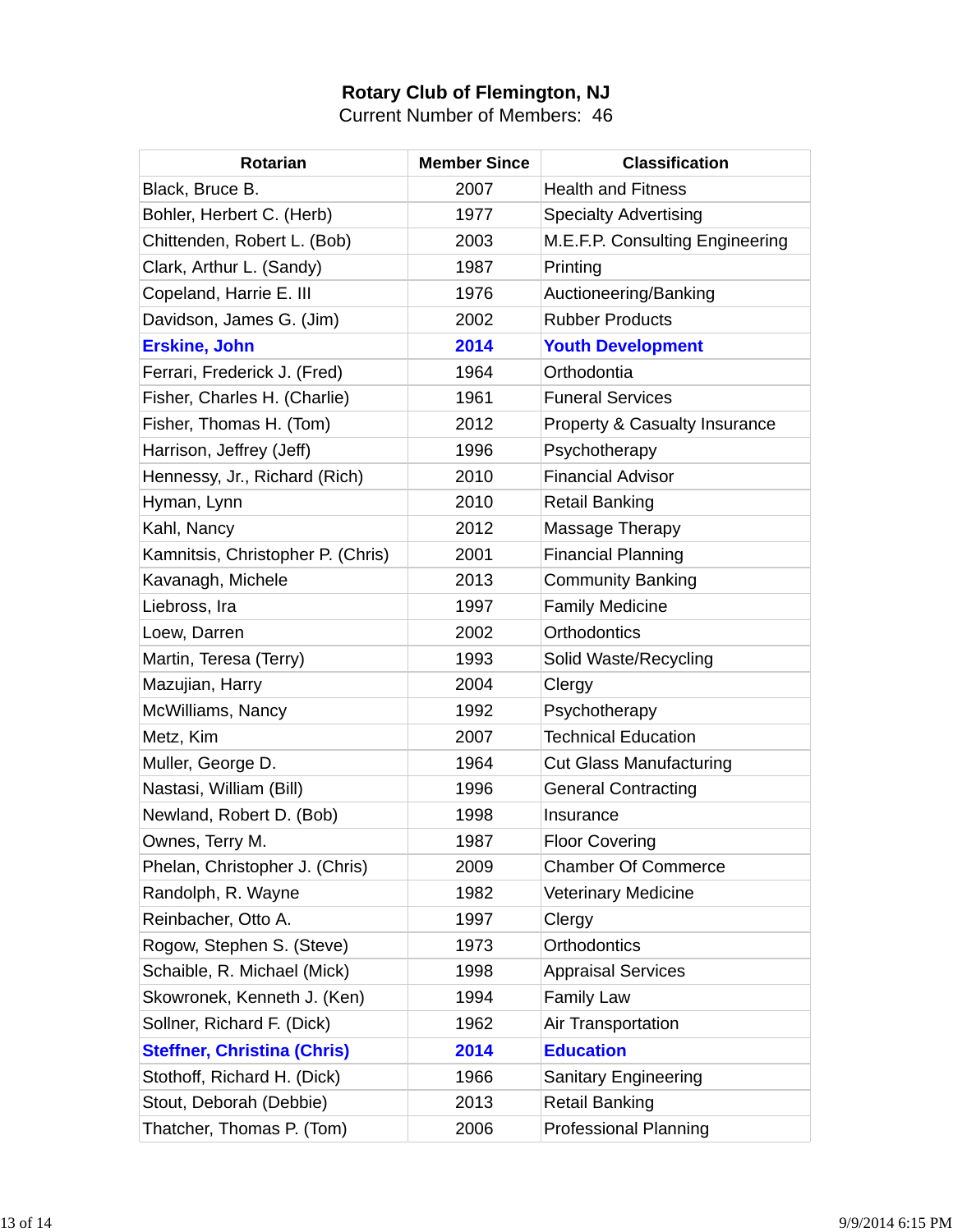**Rotary Club of Flemington, NJ**

Current Number of Members: 46

| Rotarian | Member Since | Classification |
|---|---|---|
| Black, Bruce B. | 2007 | Health and Fitness |
| Bohler, Herbert C. (Herb) | 1977 | Specialty Advertising |
| Chittenden, Robert L. (Bob) | 2003 | M.E.F.P. Consulting Engineering |
| Clark, Arthur L. (Sandy) | 1987 | Printing |
| Copeland, Harrie E. III | 1976 | Auctioneering/Banking |
| Davidson, James G. (Jim) | 2002 | Rubber Products |
| **Erskine, John** | **2014** | **Youth Development** |
| Ferrari, Frederick J. (Fred) | 1964 | Orthodontia |
| Fisher, Charles H. (Charlie) | 1961 | Funeral Services |
| Fisher, Thomas H. (Tom) | 2012 | Property & Casualty Insurance |
| Harrison, Jeffrey (Jeff) | 1996 | Psychotherapy |
| Hennessy, Jr., Richard (Rich) | 2010 | Financial Advisor |
| Hyman, Lynn | 2010 | Retail Banking |
| Kahl, Nancy | 2012 | Massage Therapy |
| Kamnitsis, Christopher P. (Chris) | 2001 | Financial Planning |
| Kavanagh, Michele | 2013 | Community Banking |
| Liebross, Ira | 1997 | Family Medicine |
| Loew, Darren | 2002 | Orthodontics |
| Martin, Teresa (Terry) | 1993 | Solid Waste/Recycling |
| Mazujian, Harry | 2004 | Clergy |
| McWilliams, Nancy | 1992 | Psychotherapy |
| Metz, Kim | 2007 | Technical Education |
| Muller, George D. | 1964 | Cut Glass Manufacturing |
| Nastasi, William (Bill) | 1996 | General Contracting |
| Newland, Robert D. (Bob) | 1998 | Insurance |
| Ownes, Terry M. | 1987 | Floor Covering |
| Phelan, Christopher J. (Chris) | 2009 | Chamber Of Commerce |
| Randolph, R. Wayne | 1982 | Veterinary Medicine |
| Reinbacher, Otto A. | 1997 | Clergy |
| Rogow, Stephen S. (Steve) | 1973 | Orthodontics |
| Schaible, R. Michael (Mick) | 1998 | Appraisal Services |
| Skowronek, Kenneth J. (Ken) | 1994 | Family Law |
| Sollner, Richard F. (Dick) | 1962 | Air Transportation |
| **Steffner, Christina (Chris)** | **2014** | **Education** |
| Stothoff, Richard H. (Dick) | 1966 | Sanitary Engineering |
| Stout, Deborah (Debbie) | 2013 | Retail Banking |
| Thatcher, Thomas P. (Tom) | 2006 | Professional Planning |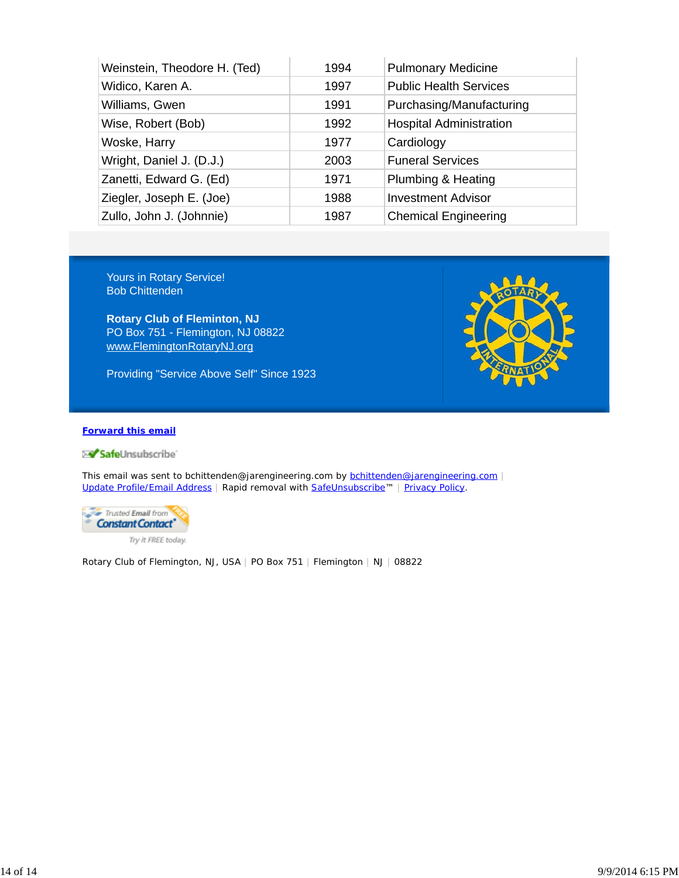| | | |
|---|---|---|
| Weinstein, Theodore H. (Ted) | 1994 | Pulmonary Medicine |
| Widico, Karen A. | 1997 | Public Health Services |
| Williams, Gwen | 1991 | Purchasing/Manufacturing |
| Wise, Robert (Bob) | 1992 | Hospital Administration |
| Woske, Harry | 1977 | Cardiology |
| Wright, Daniel J. (D.J.) | 2003 | Funeral Services |
| Zanetti, Edward G. (Ed) | 1971 | Plumbing & Heating |
| Ziegler, Joseph E. (Joe) | 1988 | Investment Advisor |
| Zullo, John J. (Johnnie) | 1987 | Chemical Engineering |

Yours in Rotary Service!
Bob Chittenden

**Rotary Club of Fleminton, NJ**
PO Box 751 - Flemington, NJ 08822
www.FlemingtonRotaryNJ.org

Providing "Service Above Self" Since 1923

**Forward this email**

SafeUnsubscribe

This email was sent to bchittenden@jarengineering.com by bchittenden@jarengineering.com | Update Profile/Email Address | Rapid removal with SafeUnsubscribe™ | Privacy Policy.

Trusted Email from Constant Contact FREE
Try it FREE today.

Rotary Club of Flemington, NJ, USA | PO Box 751 | Flemington | NJ | 08822